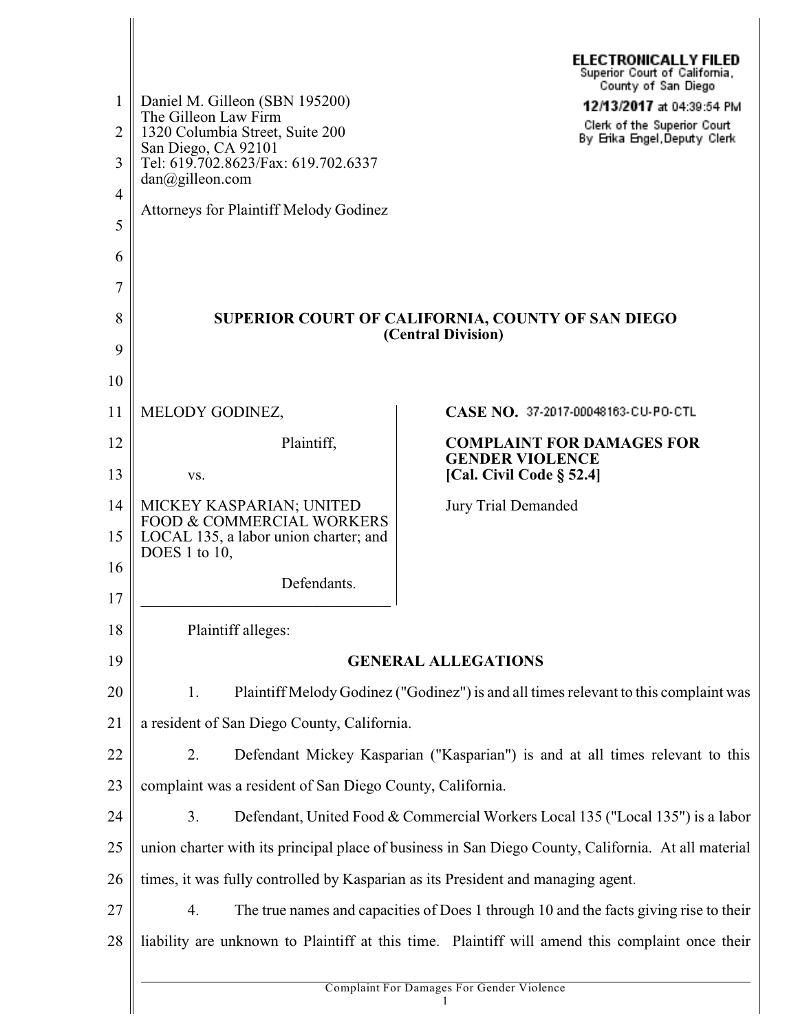Daniel M. Gilleon (SBN 195200)
The Gilleon Law Firm
1320 Columbia Street, Suite 200
San Diego, CA 92101
Tel: 619.702.8623/Fax: 619.702.6337
dan@gilleon.com

Attorneys for Plaintiff Melody Godinez

ELECTRONICALLY FILED
Superior Court of California,
County of San Diego
12/13/2017 at 04:39:54 PM
Clerk of the Superior Court
By Erika Engel, Deputy Clerk

**SUPERIOR COURT OF CALIFORNIA, COUNTY OF SAN DIEGO**
**(Central Division)**

| | |
|---|---|
| MELODY GODINEZ,<br><br>Plaintiff,<br><br>vs.<br><br>MICKEY KASPARIAN; UNITED FOOD & COMMERCIAL WORKERS LOCAL 135, a labor union charter; and DOES 1 to 10,<br><br>Defendants. | **CASE NO.** 37-2017-00048163-CU-PO-CTL<br><br>**COMPLAINT FOR DAMAGES FOR GENDER VIOLENCE [Cal. Civil Code § 52.4]**<br><br>Jury Trial Demanded |

Plaintiff alleges:

## GENERAL ALLEGATIONS

1. Plaintiff Melody Godinez ("Godinez") is and all times relevant to this complaint was a resident of San Diego County, California.

2. Defendant Mickey Kasparian ("Kasparian") is and at all times relevant to this complaint was a resident of San Diego County, California.

3. Defendant, United Food & Commercial Workers Local 135 ("Local 135") is a labor union charter with its principal place of business in San Diego County, California. At all material times, it was fully controlled by Kasparian as its President and managing agent.

4. The true names and capacities of Does 1 through 10 and the facts giving rise to their liability are unknown to Plaintiff at this time. Plaintiff will amend this complaint once their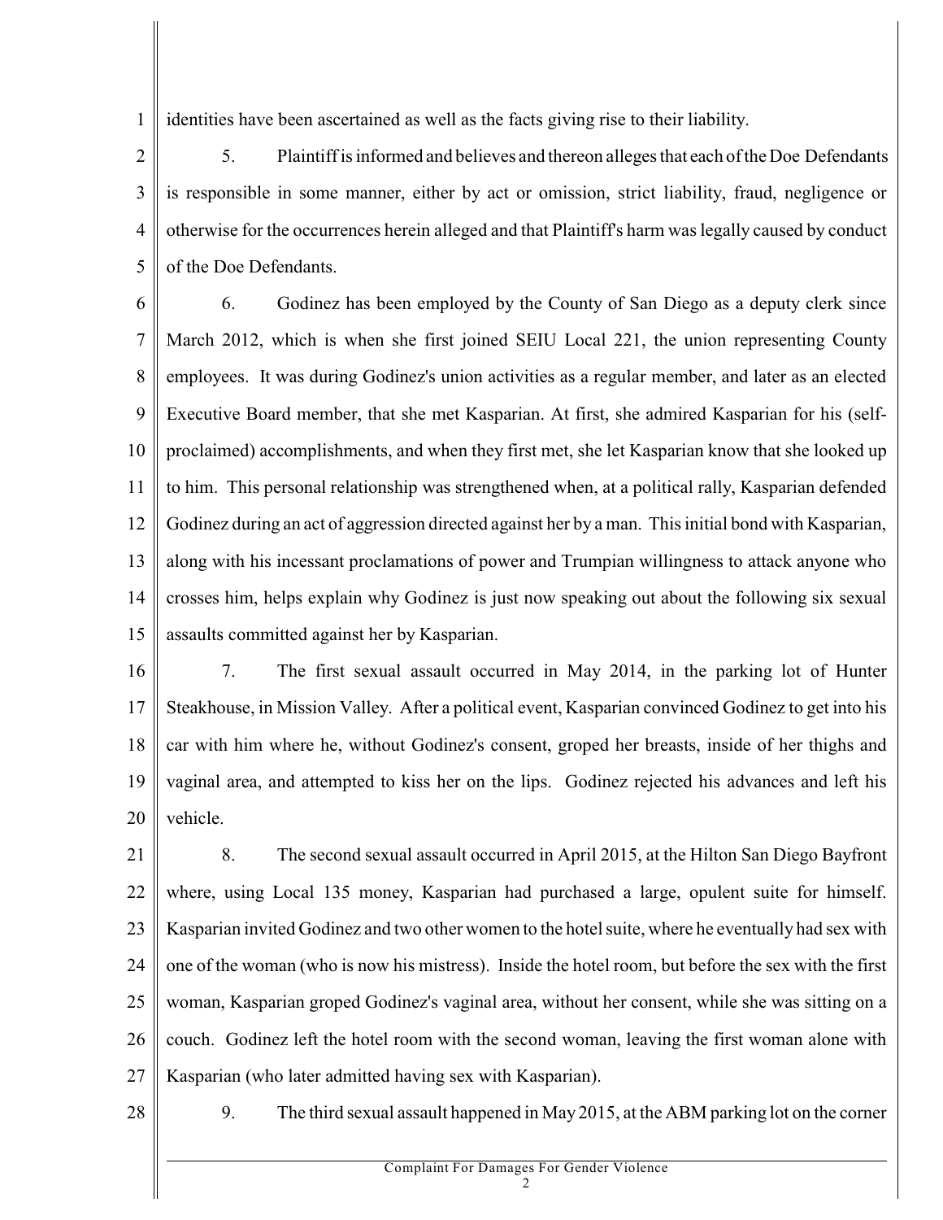identities have been ascertained as well as the facts giving rise to their liability.

5. Plaintiff is informed and believes and thereon alleges that each of the Doe Defendants is responsible in some manner, either by act or omission, strict liability, fraud, negligence or otherwise for the occurrences herein alleged and that Plaintiff's harm was legally caused by conduct of the Doe Defendants.

6. Godinez has been employed by the County of San Diego as a deputy clerk since March 2012, which is when she first joined SEIU Local 221, the union representing County employees. It was during Godinez's union activities as a regular member, and later as an elected Executive Board member, that she met Kasparian. At first, she admired Kasparian for his (self-proclaimed) accomplishments, and when they first met, she let Kasparian know that she looked up to him. This personal relationship was strengthened when, at a political rally, Kasparian defended Godinez during an act of aggression directed against her by a man. This initial bond with Kasparian, along with his incessant proclamations of power and Trumpian willingness to attack anyone who crosses him, helps explain why Godinez is just now speaking out about the following six sexual assaults committed against her by Kasparian.

7. The first sexual assault occurred in May 2014, in the parking lot of Hunter Steakhouse, in Mission Valley. After a political event, Kasparian convinced Godinez to get into his car with him where he, without Godinez's consent, groped her breasts, inside of her thighs and vaginal area, and attempted to kiss her on the lips. Godinez rejected his advances and left his vehicle.

8. The second sexual assault occurred in April 2015, at the Hilton San Diego Bayfront where, using Local 135 money, Kasparian had purchased a large, opulent suite for himself. Kasparian invited Godinez and two other women to the hotel suite, where he eventually had sex with one of the woman (who is now his mistress). Inside the hotel room, but before the sex with the first woman, Kasparian groped Godinez's vaginal area, without her consent, while she was sitting on a couch. Godinez left the hotel room with the second woman, leaving the first woman alone with Kasparian (who later admitted having sex with Kasparian).

9. The third sexual assault happened in May 2015, at the ABM parking lot on the corner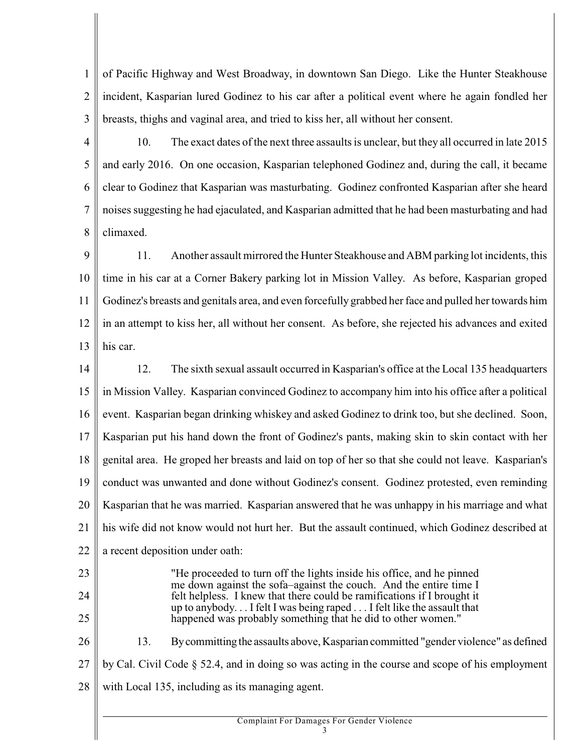of Pacific Highway and West Broadway, in downtown San Diego. Like the Hunter Steakhouse incident, Kasparian lured Godinez to his car after a political event where he again fondled her breasts, thighs and vaginal area, and tried to kiss her, all without her consent.

10. The exact dates of the next three assaults is unclear, but they all occurred in late 2015 and early 2016. On one occasion, Kasparian telephoned Godinez and, during the call, it became clear to Godinez that Kasparian was masturbating. Godinez confronted Kasparian after she heard noises suggesting he had ejaculated, and Kasparian admitted that he had been masturbating and had climaxed.

11. Another assault mirrored the Hunter Steakhouse and ABM parking lot incidents, this time in his car at a Corner Bakery parking lot in Mission Valley. As before, Kasparian groped Godinez's breasts and genitals area, and even forcefully grabbed her face and pulled her towards him in an attempt to kiss her, all without her consent. As before, she rejected his advances and exited his car.

12. The sixth sexual assault occurred in Kasparian's office at the Local 135 headquarters in Mission Valley. Kasparian convinced Godinez to accompany him into his office after a political event. Kasparian began drinking whiskey and asked Godinez to drink too, but she declined. Soon, Kasparian put his hand down the front of Godinez's pants, making skin to skin contact with her genital area. He groped her breasts and laid on top of her so that she could not leave. Kasparian's conduct was unwanted and done without Godinez's consent. Godinez protested, even reminding Kasparian that he was married. Kasparian answered that he was unhappy in his marriage and what his wife did not know would not hurt her. But the assault continued, which Godinez described at a recent deposition under oath:

> "He proceeded to turn off the lights inside his office, and he pinned me down against the sofa–against the couch. And the entire time I felt helpless. I knew that there could be ramifications if I brought it up to anybody. . . I felt I was being raped . . . I felt like the assault that happened was probably something that he did to other women."

13. By committing the assaults above, Kasparian committed "gender violence" as defined by Cal. Civil Code § 52.4, and in doing so was acting in the course and scope of his employment with Local 135, including as its managing agent.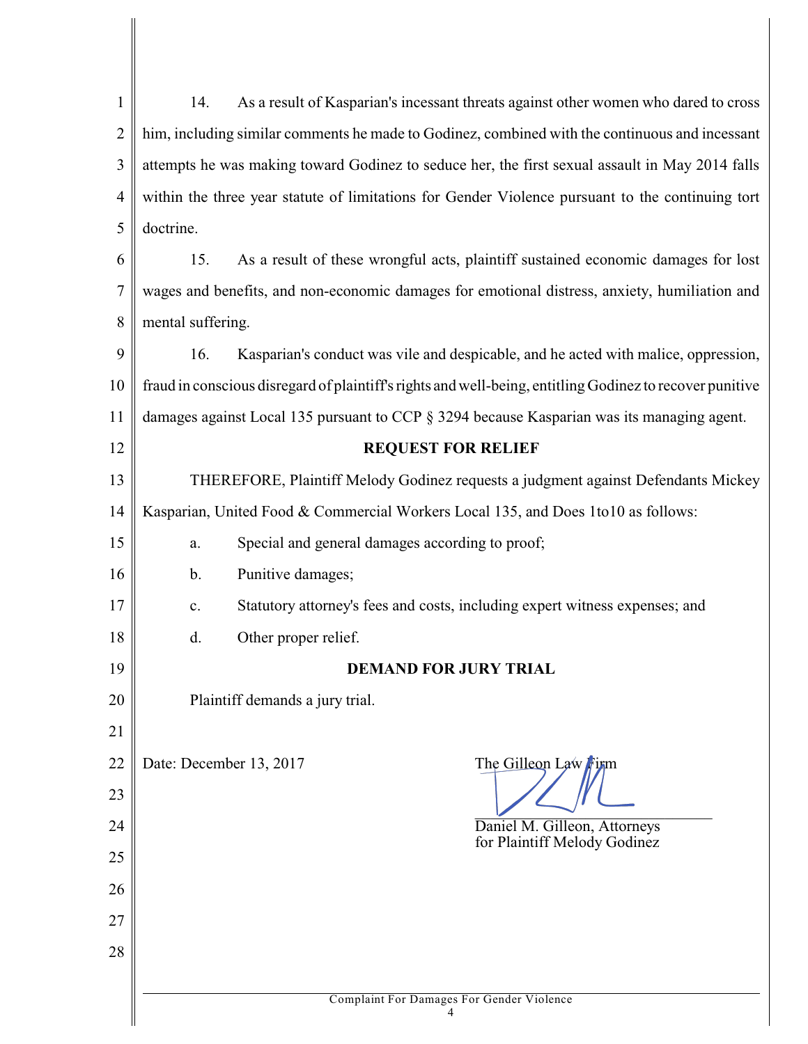14. As a result of Kasparian's incessant threats against other women who dared to cross him, including similar comments he made to Godinez, combined with the continuous and incessant attempts he was making toward Godinez to seduce her, the first sexual assault in May 2014 falls within the three year statute of limitations for Gender Violence pursuant to the continuing tort doctrine.

15. As a result of these wrongful acts, plaintiff sustained economic damages for lost wages and benefits, and non-economic damages for emotional distress, anxiety, humiliation and mental suffering.

16. Kasparian's conduct was vile and despicable, and he acted with malice, oppression, fraud in conscious disregard of plaintiff's rights and well-being, entitling Godinez to recover punitive damages against Local 135 pursuant to CCP § 3294 because Kasparian was its managing agent.

**REQUEST FOR RELIEF**

THEREFORE, Plaintiff Melody Godinez requests a judgment against Defendants Mickey Kasparian, United Food & Commercial Workers Local 135, and Does 1to10 as follows:

a. Special and general damages according to proof;

b. Punitive damages;

c. Statutory attorney's fees and costs, including expert witness expenses; and

d. Other proper relief.

**DEMAND FOR JURY TRIAL**

Plaintiff demands a jury trial.

Date: December 13, 2017

The Gilleon Law Firm

Daniel M. Gilleon, Attorneys
for Plaintiff Melody Godinez